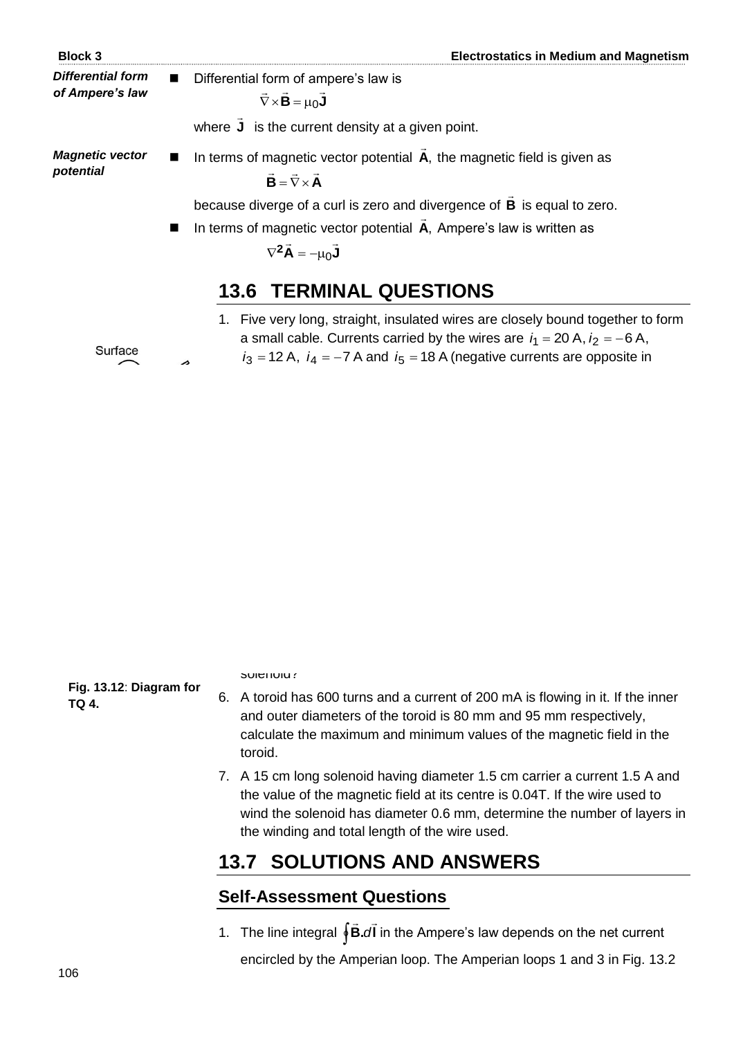*Differential form of Ampere's law*

- Differential form of ampere's law is

$$\vec{\nabla} \times \vec{\mathbf{B}} = \mu_0 \vec{\mathbf{J}}$$

where $\vec{\mathbf{J}}$ is the current density at a given point.

*Magnetic vector potential*

- In terms of magnetic vector potential $\vec{\mathbf{A}}$, the magnetic field is given as

$$\vec{\mathbf{B}} = \vec{\nabla} \times \vec{\mathbf{A}}$$

because diverge of a curl is zero and divergence of $\vec{\mathbf{B}}$ is equal to zero.

- In terms of magnetic vector potential $\vec{\mathbf{A}}$, Ampere's law is written as

$$\nabla^2 \vec{\mathbf{A}} = -\mu_0 \vec{\mathbf{J}}$$

## 13.6 TERMINAL QUESTIONS

1. Five very long, straight, insulated wires are closely bound together to form a small cable. Currents carried by the wires are $i_1 = 20$ A, $i_2 = -6$ A, $i_3 = 12$ A, $i_4 = -7$ A and $i_5 = 18$ A (negative currents are opposite in

Surface

solenoid?

**Fig. 13.12**: **Diagram for TQ 4.**

6. A toroid has 600 turns and a current of 200 mA is flowing in it. If the inner and outer diameters of the toroid is 80 mm and 95 mm respectively, calculate the maximum and minimum values of the magnetic field in the toroid.

7. A 15 cm long solenoid having diameter 1.5 cm carrier a current 1.5 A and the value of the magnetic field at its centre is 0.04T. If the wire used to wind the solenoid has diameter 0.6 mm, determine the number of layers in the winding and total length of the wire used.

## 13.7 SOLUTIONS AND ANSWERS

### Self-Assessment Questions

1. The line integral $\oint \vec{\mathbf{B}}.d\vec{\mathbf{l}}$ in the Ampere's law depends on the net current encircled by the Amperian loop. The Amperian loops 1 and 3 in Fig. 13.2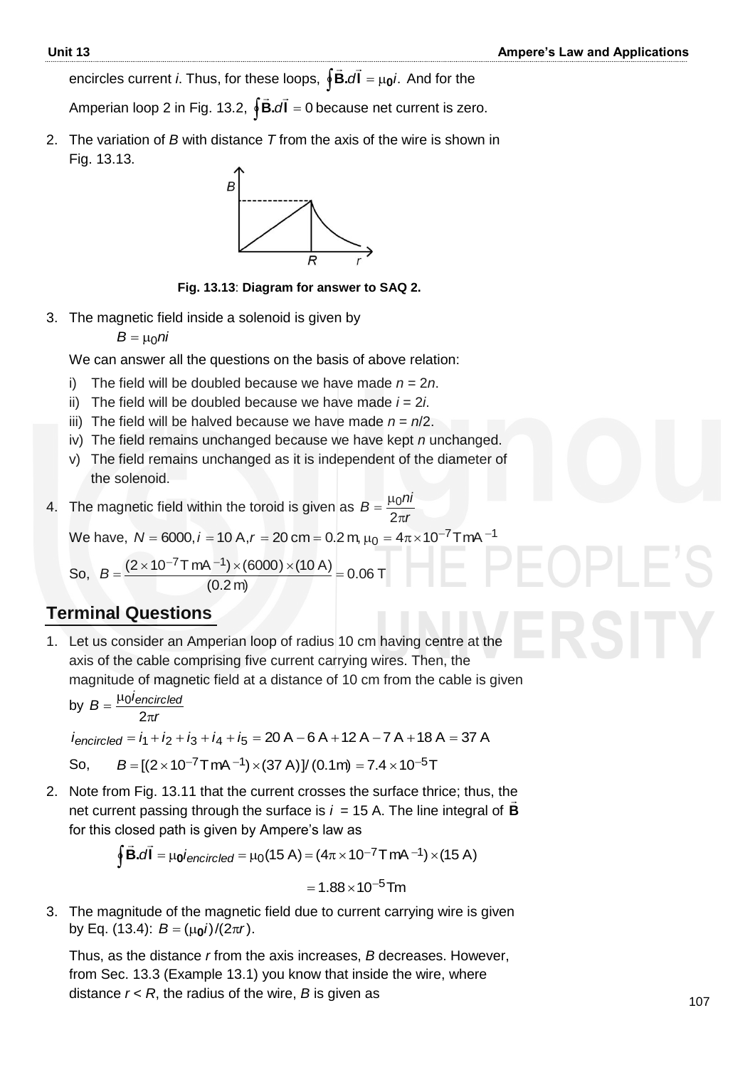encircles current $i$. Thus, for these loops, $\oint \vec{\mathbf{B}}.d\vec{\mathbf{l}} = \mu_0 i$. And for the Amperian loop 2 in Fig. 13.2, $\oint \vec{\mathbf{B}}.d\vec{\mathbf{l}} = 0$ because net current is zero.

2. The variation of $B$ with distance $T$ from the axis of the wire is shown in Fig. 13.13.

**Fig. 13.13**: **Diagram for answer to SAQ 2.**

3. The magnetic field inside a solenoid is given by

   $$B = \mu_0 n i$$

   We can answer all the questions on the basis of above relation:

   i) The field will be doubled because we have made $n = 2n$.
   ii) The field will be doubled because we have made $i = 2i$.
   iii) The field will be halved because we have made $n = n/2$.
   iv) The field remains unchanged because we have kept $n$ unchanged.
   v) The field remains unchanged as it is independent of the diameter of the solenoid.

4. The magnetic field within the toroid is given as $B = \dfrac{\mu_0 N i}{2\pi r}$

   We have, $N = 6000, i = 10\text{ A}, r = 20\text{ cm} = 0.2\text{ m}, \mu_0 = 4\pi \times 10^{-7}\text{ T mA}^{-1}$

   So, $B = \dfrac{(2\times 10^{-7}\text{ T mA}^{-1})\times(6000)\times(10\text{ A})}{(0.2\text{ m})} = 0.06\text{ T}$

## Terminal Questions

1. Let us consider an Amperian loop of radius 10 cm having centre at the axis of the cable comprising five current carrying wires. Then, the magnitude of magnetic field at a distance of 10 cm from the cable is given by $B = \dfrac{\mu_0 i_{encircled}}{2\pi r}$

   $i_{encircled} = i_1 + i_2 + i_3 + i_4 + i_5 = 20\text{ A} - 6\text{ A} + 12\text{ A} - 7\text{ A} + 18\text{ A} = 37\text{ A}$

   So, $\quad B = [(2\times 10^{-7}\text{ T mA}^{-1})\times(37\text{ A})]/(0.1\text{m}) = 7.4\times 10^{-5}\text{ T}$

2. Note from Fig. 13.11 that the current crosses the surface thrice; thus, the net current passing through the surface is $i = 15$ A. The line integral of $\vec{\mathbf{B}}$ for this closed path is given by Ampere's law as

   $$\oint \vec{\mathbf{B}}.d\vec{\mathbf{l}} = \mu_0 i_{encircled} = \mu_0(15\text{ A}) = (4\pi\times 10^{-7}\text{ T mA}^{-1})\times(15\text{ A})$$

   $$= 1.88\times 10^{-5}\text{ Tm}$$

3. The magnitude of the magnetic field due to current carrying wire is given by Eq. (13.4): $B = (\mu_0 i)/(2\pi r)$.

   Thus, as the distance $r$ from the axis increases, $B$ decreases. However, from Sec. 13.3 (Example 13.1) you know that inside the wire, where distance $r < R$, the radius of the wire, $B$ is given as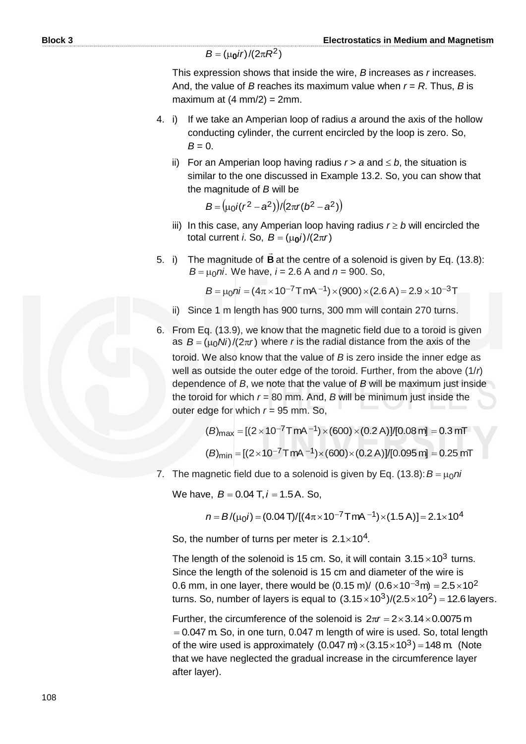$$B = (\mu_0 ir)/(2\pi R^2)$$

This expression shows that inside the wire, $B$ increases as $r$ increases. And, the value of $B$ reaches its maximum value when $r = R$. Thus, $B$ is maximum at (4 mm/2) = 2mm.

4. i) If we take an Amperian loop of radius $a$ around the axis of the hollow conducting cylinder, the current encircled by the loop is zero. So, $B = 0$.

   ii) For an Amperian loop having radius $r > a$ and $\leq b$, the situation is similar to the one discussed in Example 13.2. So, you can show that the magnitude of $B$ will be

   $$B = \left(\mu_0 i(r^2 - a^2)\right)/\left(2\pi r(b^2 - a^2)\right)$$

   iii) In this case, any Amperian loop having radius $r \geq b$ will encircled the total current $i$. So, $B = (\mu_0 i)/(2\pi r)$

5. i) The magnitude of $\vec{\mathbf{B}}$ at the centre of a solenoid is given by Eq. (13.8): $B = \mu_0 ni$. We have, $i$ = 2.6 A and $n$ = 900. So,

   $$B = \mu_0 ni = (4\pi \times 10^{-7}\,\text{T mA}^{-1}) \times (900) \times (2.6\,\text{A}) = 2.9 \times 10^{-3}\,\text{T}$$

   ii) Since 1 m length has 900 turns, 300 mm will contain 270 turns.

6. From Eq. (13.9), we know that the magnetic field due to a toroid is given as $B = (\mu_0 Ni)/(2\pi r)$ where $r$ is the radial distance from the axis of the toroid. We also know that the value of $B$ is zero inside the inner edge as well as outside the outer edge of the toroid. Further, from the above $(1/r)$ dependence of $B$, we note that the value of $B$ will be maximum just inside the toroid for which $r$ = 80 mm. And, $B$ will be minimum just inside the outer edge for which $r$ = 95 mm. So,

   $$(B)_{\text{max}} = [(2 \times 10^{-7}\,\text{T mA}^{-1}) \times (600) \times (0.2\,\text{A})]/[0.08\,\text{m}] = 0.3\,\text{mT}$$

   $$(B)_{\text{min}} = [(2 \times 10^{-7}\,\text{T mA}^{-1}) \times (600) \times (0.2\,\text{A})]/[0.095\,\text{m}] = 0.25\,\text{mT}$$

7. The magnetic field due to a solenoid is given by Eq. (13.8): $B = \mu_0 ni$

   We have, $B = 0.04\,\text{T}, i = 1.5\,\text{A}$. So,

   $$n = B/(\mu_0 i) = (0.04\,\text{T})/[(4\pi \times 10^{-7}\,\text{T mA}^{-1}) \times (1.5\,\text{A})] = 2.1 \times 10^4$$

   So, the number of turns per meter is $2.1 \times 10^4$.

   The length of the solenoid is 15 cm. So, it will contain $3.15 \times 10^3$ turns. Since the length of the solenoid is 15 cm and diameter of the wire is 0.6 mm, in one layer, there would be (0.15 m)/ $(0.6 \times 10^{-3}\text{m}) = 2.5 \times 10^2$ turns. So, number of layers is equal to $(3.15 \times 10^3)/(2.5 \times 10^2) = 12.6$ layers.

   Further, the circumference of the solenoid is $2\pi r = 2 \times 3.14 \times 0.0075\,\text{m} = 0.047\,\text{m}$. So, in one turn, 0.047 m length of wire is used. So, total length of the wire used is approximately $(0.047\,\text{m}) \times (3.15 \times 10^3) = 148\,\text{m}$. (Note that we have neglected the gradual increase in the circumference layer after layer).